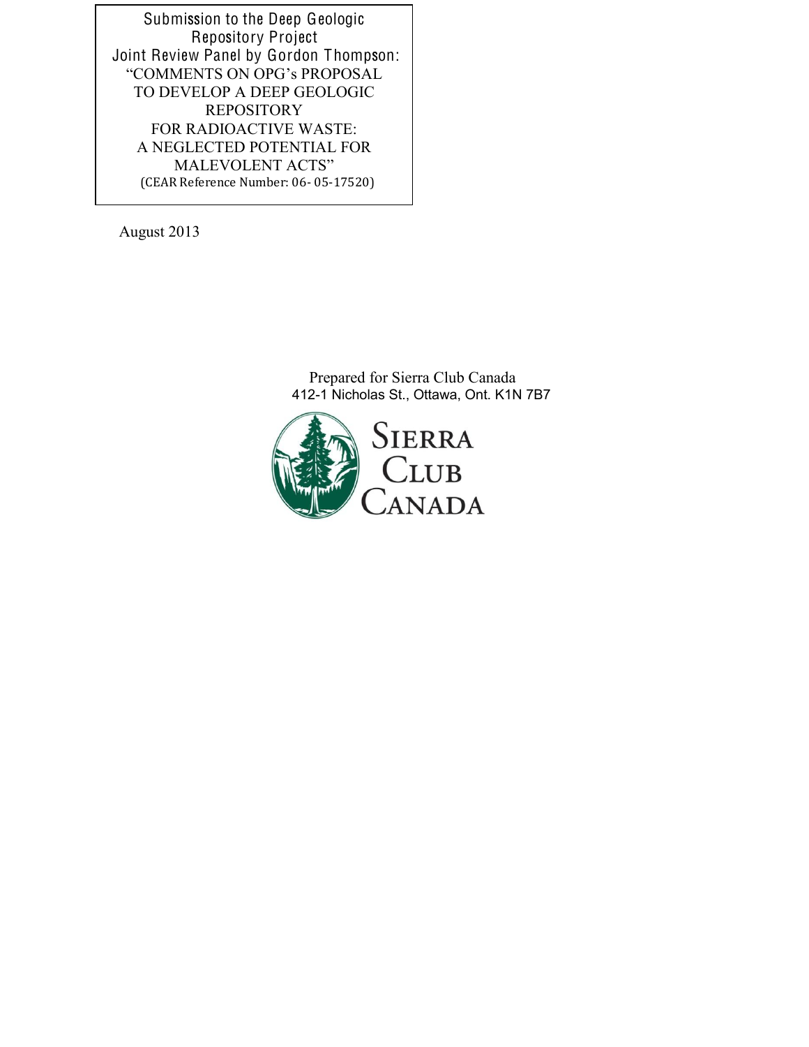Submission to the Deep Geologic Repository Project Joint Review Panel by Gordon Thompson:

# "COMMENTS ON OPG's PROPOSAL TO DEVELOP A DEEP GEOLOGIC REPOSITORY FOR RADIOACTIVE WASTE: A NEGLECTED POTENTIAL FOR MALEVOLENT ACTS"

(CEAR Reference Number: 06- 05-17520)

August 2013

Prepared for Sierra Club Canada
412-1 Nicholas St., Ottawa, Ont. K1N 7B7

SIERRA CLUB CANADA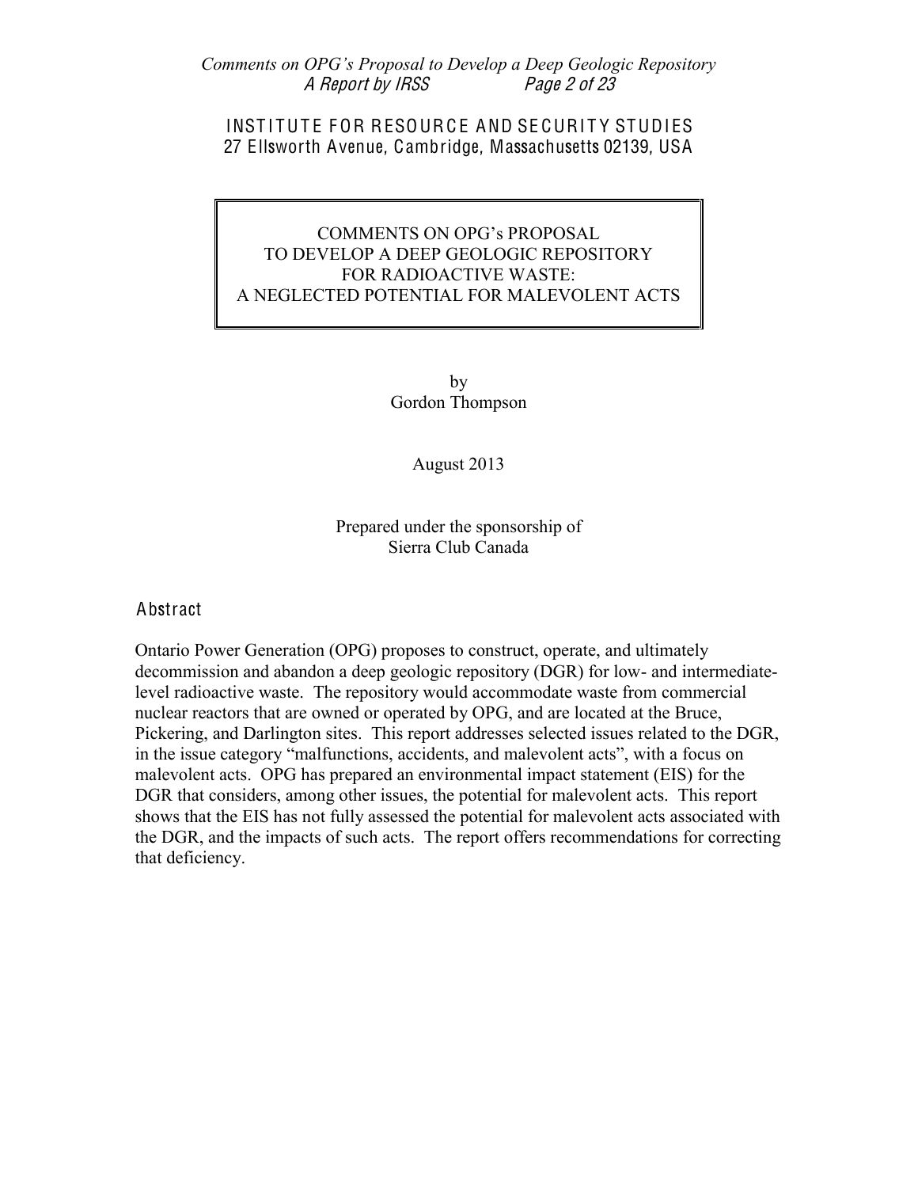INSTITUTE FOR RESOURCE AND SECURITY STUDIES
27 Ellsworth Avenue, Cambridge, Massachusetts 02139, USA

# COMMENTS ON OPG's PROPOSAL TO DEVELOP A DEEP GEOLOGIC REPOSITORY FOR RADIOACTIVE WASTE: A NEGLECTED POTENTIAL FOR MALEVOLENT ACTS

by
Gordon Thompson

August 2013

Prepared under the sponsorship of
Sierra Club Canada

## Abstract

Ontario Power Generation (OPG) proposes to construct, operate, and ultimately decommission and abandon a deep geologic repository (DGR) for low- and intermediate-level radioactive waste. The repository would accommodate waste from commercial nuclear reactors that are owned or operated by OPG, and are located at the Bruce, Pickering, and Darlington sites. This report addresses selected issues related to the DGR, in the issue category "malfunctions, accidents, and malevolent acts", with a focus on malevolent acts. OPG has prepared an environmental impact statement (EIS) for the DGR that considers, among other issues, the potential for malevolent acts. This report shows that the EIS has not fully assessed the potential for malevolent acts associated with the DGR, and the impacts of such acts. The report offers recommendations for correcting that deficiency.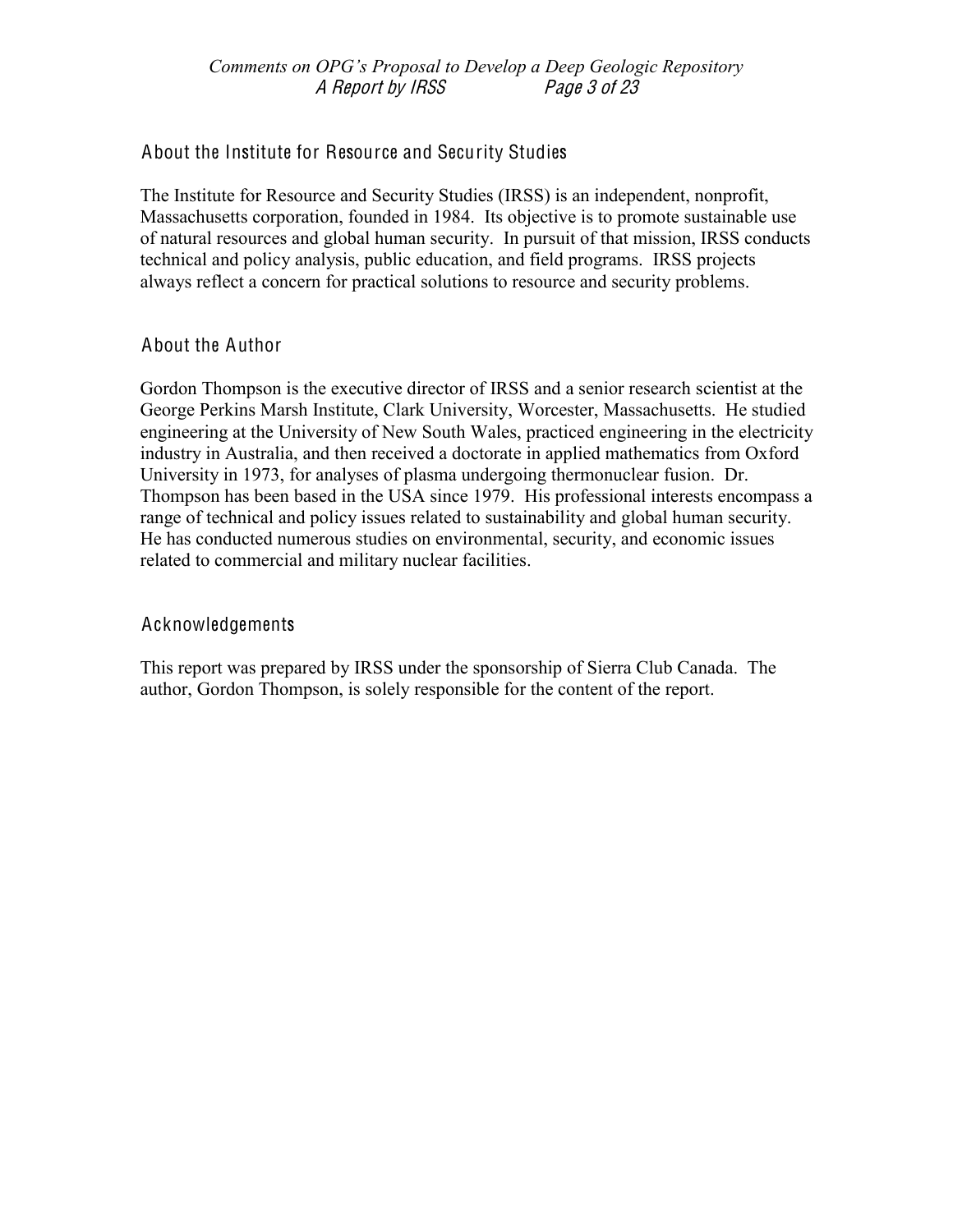## About the Institute for Resource and Security Studies

The Institute for Resource and Security Studies (IRSS) is an independent, nonprofit, Massachusetts corporation, founded in 1984. Its objective is to promote sustainable use of natural resources and global human security. In pursuit of that mission, IRSS conducts technical and policy analysis, public education, and field programs. IRSS projects always reflect a concern for practical solutions to resource and security problems.

## About the Author

Gordon Thompson is the executive director of IRSS and a senior research scientist at the George Perkins Marsh Institute, Clark University, Worcester, Massachusetts. He studied engineering at the University of New South Wales, practiced engineering in the electricity industry in Australia, and then received a doctorate in applied mathematics from Oxford University in 1973, for analyses of plasma undergoing thermonuclear fusion. Dr. Thompson has been based in the USA since 1979. His professional interests encompass a range of technical and policy issues related to sustainability and global human security. He has conducted numerous studies on environmental, security, and economic issues related to commercial and military nuclear facilities.

## Acknowledgements

This report was prepared by IRSS under the sponsorship of Sierra Club Canada. The author, Gordon Thompson, is solely responsible for the content of the report.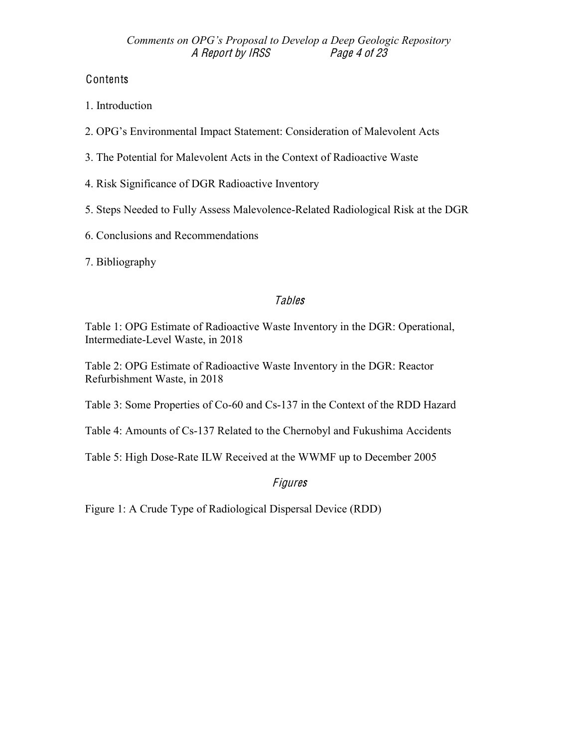## Contents

1. Introduction

2. OPG's Environmental Impact Statement: Consideration of Malevolent Acts

3. The Potential for Malevolent Acts in the Context of Radioactive Waste

4. Risk Significance of DGR Radioactive Inventory

5. Steps Needed to Fully Assess Malevolence-Related Radiological Risk at the DGR

6. Conclusions and Recommendations

7. Bibliography

### *Tables*

Table 1: OPG Estimate of Radioactive Waste Inventory in the DGR: Operational, Intermediate-Level Waste, in 2018

Table 2: OPG Estimate of Radioactive Waste Inventory in the DGR: Reactor Refurbishment Waste, in 2018

Table 3: Some Properties of Co-60 and Cs-137 in the Context of the RDD Hazard

Table 4: Amounts of Cs-137 Related to the Chernobyl and Fukushima Accidents

Table 5: High Dose-Rate ILW Received at the WWMF up to December 2005

### *Figures*

Figure 1: A Crude Type of Radiological Dispersal Device (RDD)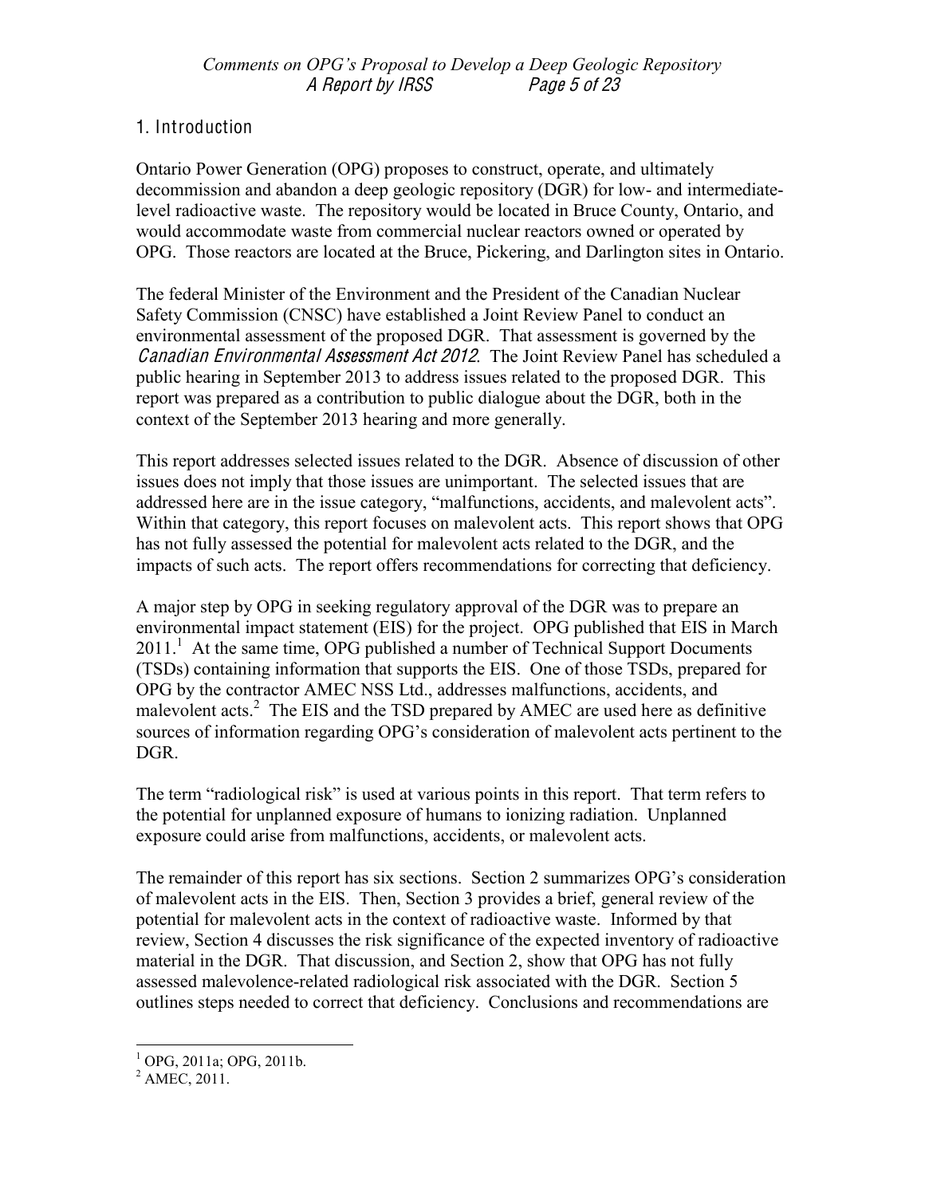## 1. Introduction

Ontario Power Generation (OPG) proposes to construct, operate, and ultimately decommission and abandon a deep geologic repository (DGR) for low- and intermediate-level radioactive waste. The repository would be located in Bruce County, Ontario, and would accommodate waste from commercial nuclear reactors owned or operated by OPG. Those reactors are located at the Bruce, Pickering, and Darlington sites in Ontario.

The federal Minister of the Environment and the President of the Canadian Nuclear Safety Commission (CNSC) have established a Joint Review Panel to conduct an environmental assessment of the proposed DGR. That assessment is governed by the *Canadian Environmental Assessment Act 2012*. The Joint Review Panel has scheduled a public hearing in September 2013 to address issues related to the proposed DGR. This report was prepared as a contribution to public dialogue about the DGR, both in the context of the September 2013 hearing and more generally.

This report addresses selected issues related to the DGR. Absence of discussion of other issues does not imply that those issues are unimportant. The selected issues that are addressed here are in the issue category, "malfunctions, accidents, and malevolent acts". Within that category, this report focuses on malevolent acts. This report shows that OPG has not fully assessed the potential for malevolent acts related to the DGR, and the impacts of such acts. The report offers recommendations for correcting that deficiency.

A major step by OPG in seeking regulatory approval of the DGR was to prepare an environmental impact statement (EIS) for the project. OPG published that EIS in March 2011.[1] At the same time, OPG published a number of Technical Support Documents (TSDs) containing information that supports the EIS. One of those TSDs, prepared for OPG by the contractor AMEC NSS Ltd., addresses malfunctions, accidents, and malevolent acts.[2] The EIS and the TSD prepared by AMEC are used here as definitive sources of information regarding OPG's consideration of malevolent acts pertinent to the DGR.

The term "radiological risk" is used at various points in this report. That term refers to the potential for unplanned exposure of humans to ionizing radiation. Unplanned exposure could arise from malfunctions, accidents, or malevolent acts.

The remainder of this report has six sections. Section 2 summarizes OPG's consideration of malevolent acts in the EIS. Then, Section 3 provides a brief, general review of the potential for malevolent acts in the context of radioactive waste. Informed by that review, Section 4 discusses the risk significance of the expected inventory of radioactive material in the DGR. That discussion, and Section 2, show that OPG has not fully assessed malevolence-related radiological risk associated with the DGR. Section 5 outlines steps needed to correct that deficiency. Conclusions and recommendations are

---

[1] OPG, 2011a; OPG, 2011b.

[2] AMEC, 2011.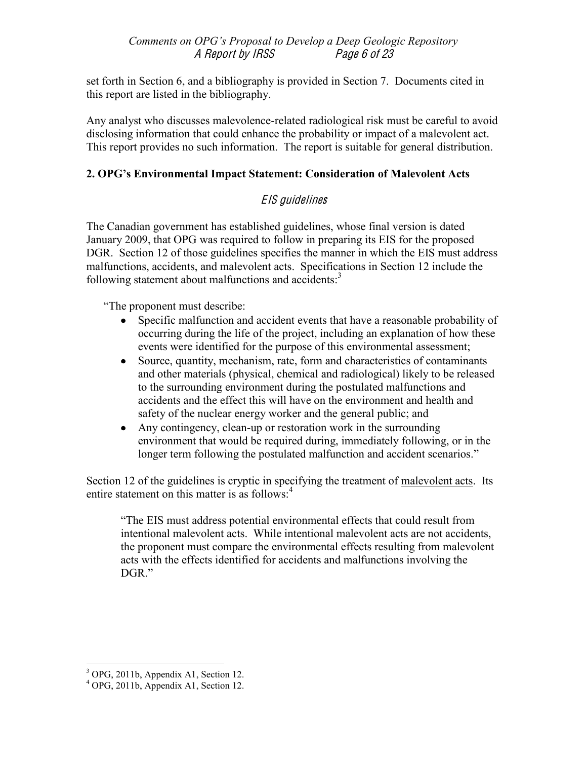set forth in Section 6, and a bibliography is provided in Section 7. Documents cited in this report are listed in the bibliography.

Any analyst who discusses malevolence-related radiological risk must be careful to avoid disclosing information that could enhance the probability or impact of a malevolent act. This report provides no such information. The report is suitable for general distribution.

## 2. OPG's Environmental Impact Statement: Consideration of Malevolent Acts

### *EIS guidelines*

The Canadian government has established guidelines, whose final version is dated January 2009, that OPG was required to follow in preparing its EIS for the proposed DGR. Section 12 of those guidelines specifies the manner in which the EIS must address malfunctions, accidents, and malevolent acts. Specifications in Section 12 include the following statement about <u>malfunctions and accidents</u>:[3]

"The proponent must describe:

- Specific malfunction and accident events that have a reasonable probability of occurring during the life of the project, including an explanation of how these events were identified for the purpose of this environmental assessment;
- Source, quantity, mechanism, rate, form and characteristics of contaminants and other materials (physical, chemical and radiological) likely to be released to the surrounding environment during the postulated malfunctions and accidents and the effect this will have on the environment and health and safety of the nuclear energy worker and the general public; and
- Any contingency, clean-up or restoration work in the surrounding environment that would be required during, immediately following, or in the longer term following the postulated malfunction and accident scenarios."

Section 12 of the guidelines is cryptic in specifying the treatment of <u>malevolent acts</u>. Its entire statement on this matter is as follows:[4]

> "The EIS must address potential environmental effects that could result from intentional malevolent acts. While intentional malevolent acts are not accidents, the proponent must compare the environmental effects resulting from malevolent acts with the effects identified for accidents and malfunctions involving the DGR."

---

[3] OPG, 2011b, Appendix A1, Section 12.

[4] OPG, 2011b, Appendix A1, Section 12.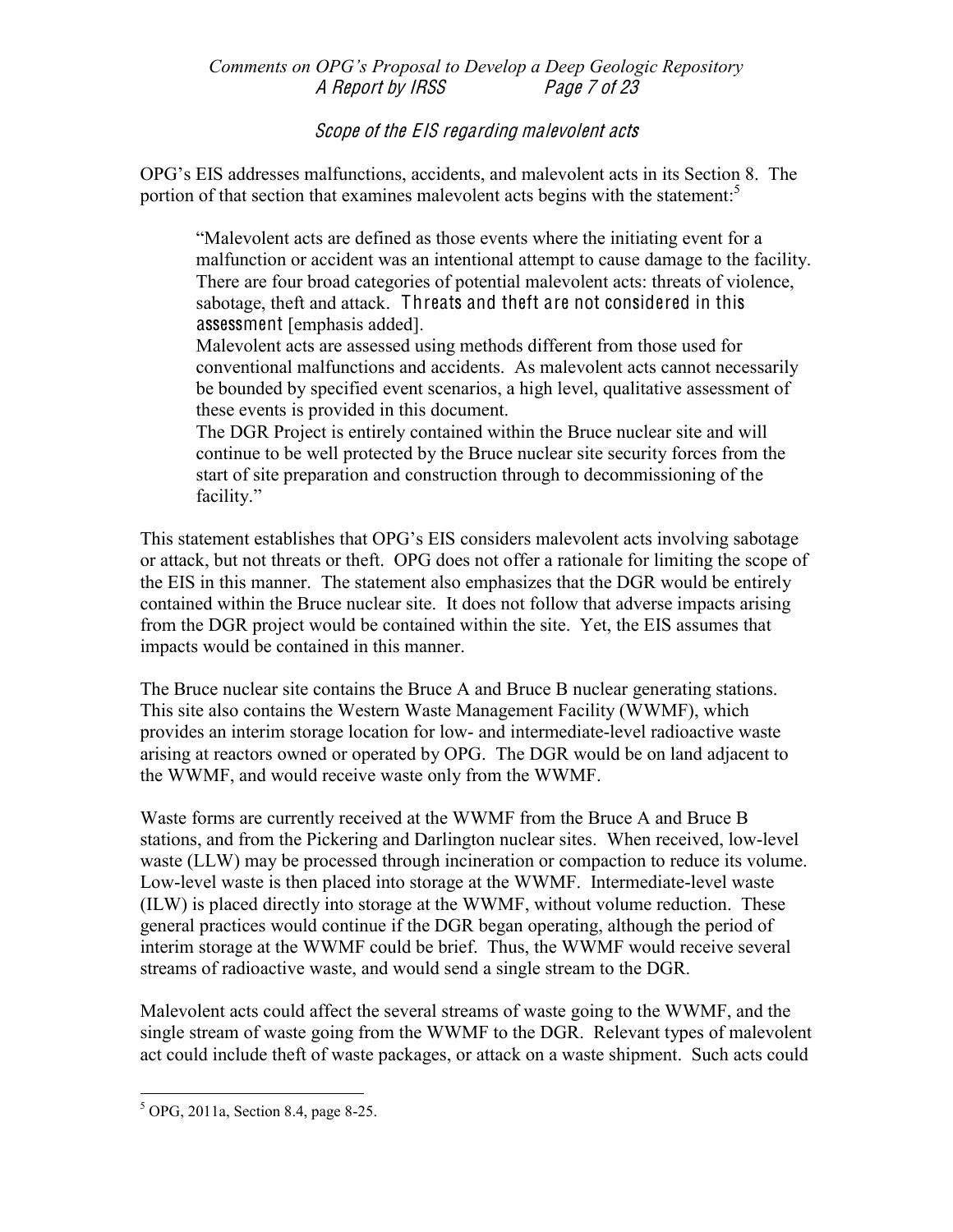### *Scope of the EIS regarding malevolent acts*

OPG's EIS addresses malfunctions, accidents, and malevolent acts in its Section 8. The portion of that section that examines malevolent acts begins with the statement:[5]

> "Malevolent acts are defined as those events where the initiating event for a malfunction or accident was an intentional attempt to cause damage to the facility. There are four broad categories of potential malevolent acts: threats of violence, sabotage, theft and attack. *Threats and theft are not considered in this assessment* [emphasis added].
>
> Malevolent acts are assessed using methods different from those used for conventional malfunctions and accidents. As malevolent acts cannot necessarily be bounded by specified event scenarios, a high level, qualitative assessment of these events is provided in this document.
>
> The DGR Project is entirely contained within the Bruce nuclear site and will continue to be well protected by the Bruce nuclear site security forces from the start of site preparation and construction through to decommissioning of the facility."

This statement establishes that OPG's EIS considers malevolent acts involving sabotage or attack, but not threats or theft. OPG does not offer a rationale for limiting the scope of the EIS in this manner. The statement also emphasizes that the DGR would be entirely contained within the Bruce nuclear site. It does not follow that adverse impacts arising from the DGR project would be contained within the site. Yet, the EIS assumes that impacts would be contained in this manner.

The Bruce nuclear site contains the Bruce A and Bruce B nuclear generating stations. This site also contains the Western Waste Management Facility (WWMF), which provides an interim storage location for low- and intermediate-level radioactive waste arising at reactors owned or operated by OPG. The DGR would be on land adjacent to the WWMF, and would receive waste only from the WWMF.

Waste forms are currently received at the WWMF from the Bruce A and Bruce B stations, and from the Pickering and Darlington nuclear sites. When received, low-level waste (LLW) may be processed through incineration or compaction to reduce its volume. Low-level waste is then placed into storage at the WWMF. Intermediate-level waste (ILW) is placed directly into storage at the WWMF, without volume reduction. These general practices would continue if the DGR began operating, although the period of interim storage at the WWMF could be brief. Thus, the WWMF would receive several streams of radioactive waste, and would send a single stream to the DGR.

Malevolent acts could affect the several streams of waste going to the WWMF, and the single stream of waste going from the WWMF to the DGR. Relevant types of malevolent act could include theft of waste packages, or attack on a waste shipment. Such acts could

---

[5] OPG, 2011a, Section 8.4, page 8-25.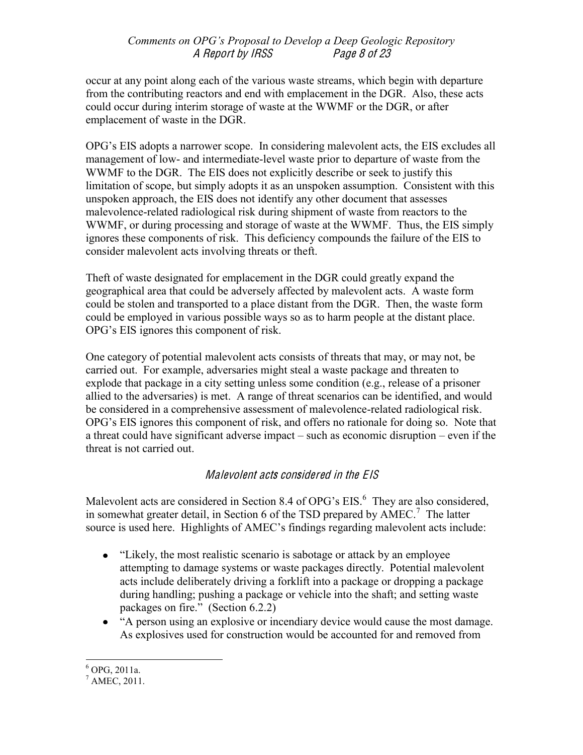occur at any point along each of the various waste streams, which begin with departure from the contributing reactors and end with emplacement in the DGR. Also, these acts could occur during interim storage of waste at the WWMF or the DGR, or after emplacement of waste in the DGR.

OPG's EIS adopts a narrower scope. In considering malevolent acts, the EIS excludes all management of low- and intermediate-level waste prior to departure of waste from the WWMF to the DGR. The EIS does not explicitly describe or seek to justify this limitation of scope, but simply adopts it as an unspoken assumption. Consistent with this unspoken approach, the EIS does not identify any other document that assesses malevolence-related radiological risk during shipment of waste from reactors to the WWMF, or during processing and storage of waste at the WWMF. Thus, the EIS simply ignores these components of risk. This deficiency compounds the failure of the EIS to consider malevolent acts involving threats or theft.

Theft of waste designated for emplacement in the DGR could greatly expand the geographical area that could be adversely affected by malevolent acts. A waste form could be stolen and transported to a place distant from the DGR. Then, the waste form could be employed in various possible ways so as to harm people at the distant place. OPG's EIS ignores this component of risk.

One category of potential malevolent acts consists of threats that may, or may not, be carried out. For example, adversaries might steal a waste package and threaten to explode that package in a city setting unless some condition (e.g., release of a prisoner allied to the adversaries) is met. A range of threat scenarios can be identified, and would be considered in a comprehensive assessment of malevolence-related radiological risk. OPG's EIS ignores this component of risk, and offers no rationale for doing so. Note that a threat could have significant adverse impact – such as economic disruption – even if the threat is not carried out.

### *Malevolent acts considered in the EIS*

Malevolent acts are considered in Section 8.4 of OPG's EIS.[6] They are also considered, in somewhat greater detail, in Section 6 of the TSD prepared by AMEC.[7] The latter source is used here. Highlights of AMEC's findings regarding malevolent acts include:

- "Likely, the most realistic scenario is sabotage or attack by an employee attempting to damage systems or waste packages directly. Potential malevolent acts include deliberately driving a forklift into a package or dropping a package during handling; pushing a package or vehicle into the shaft; and setting waste packages on fire." (Section 6.2.2)
- "A person using an explosive or incendiary device would cause the most damage. As explosives used for construction would be accounted for and removed from

---

[6] OPG, 2011a.

[7] AMEC, 2011.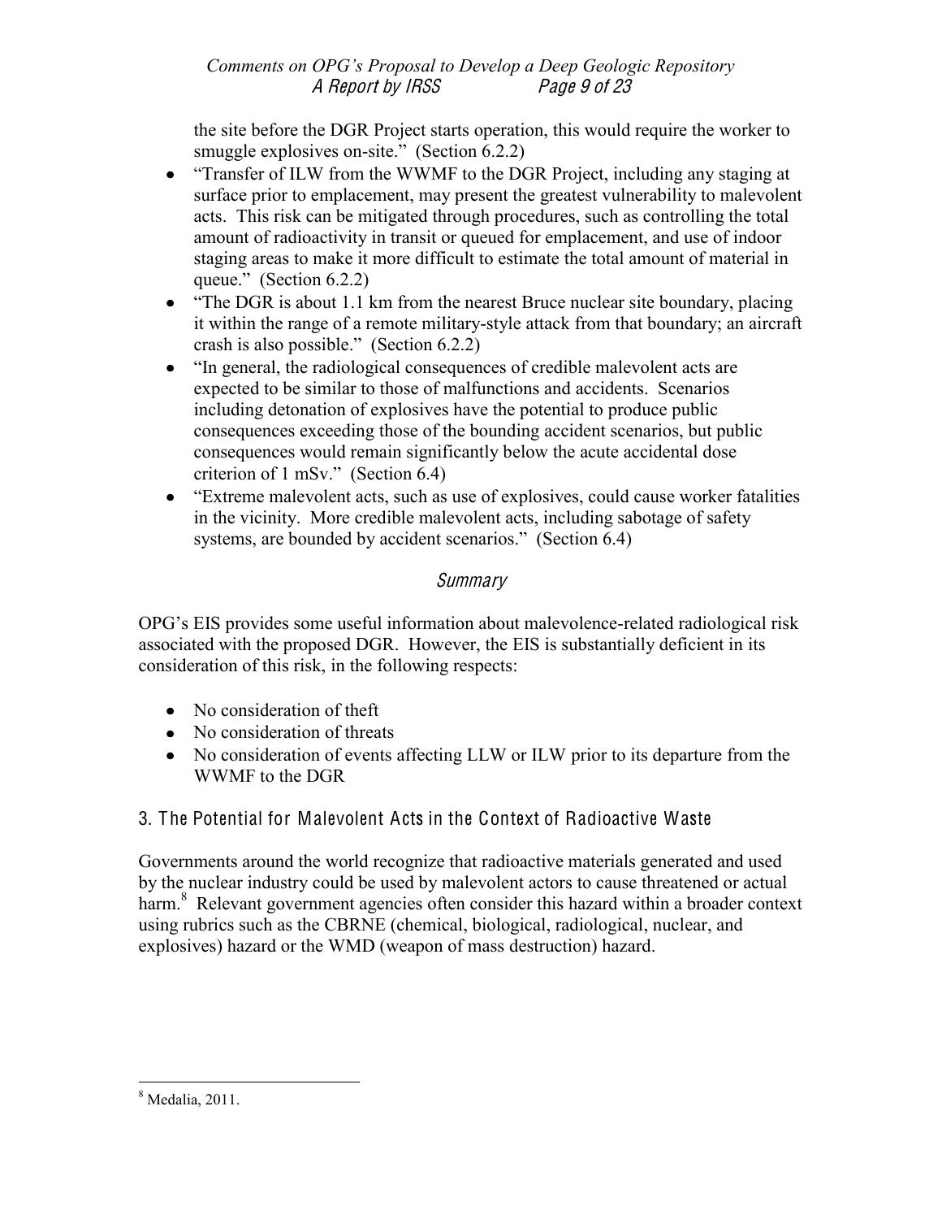the site before the DGR Project starts operation, this would require the worker to smuggle explosives on-site." (Section 6.2.2)

- "Transfer of ILW from the WWMF to the DGR Project, including any staging at surface prior to emplacement, may present the greatest vulnerability to malevolent acts. This risk can be mitigated through procedures, such as controlling the total amount of radioactivity in transit or queued for emplacement, and use of indoor staging areas to make it more difficult to estimate the total amount of material in queue." (Section 6.2.2)
- "The DGR is about 1.1 km from the nearest Bruce nuclear site boundary, placing it within the range of a remote military-style attack from that boundary; an aircraft crash is also possible." (Section 6.2.2)
- "In general, the radiological consequences of credible malevolent acts are expected to be similar to those of malfunctions and accidents. Scenarios including detonation of explosives have the potential to produce public consequences exceeding those of the bounding accident scenarios, but public consequences would remain significantly below the acute accidental dose criterion of 1 mSv." (Section 6.4)
- "Extreme malevolent acts, such as use of explosives, could cause worker fatalities in the vicinity. More credible malevolent acts, including sabotage of safety systems, are bounded by accident scenarios." (Section 6.4)

### *Summary*

OPG's EIS provides some useful information about malevolence-related radiological risk associated with the proposed DGR. However, the EIS is substantially deficient in its consideration of this risk, in the following respects:

- No consideration of theft
- No consideration of threats
- No consideration of events affecting LLW or ILW prior to its departure from the WWMF to the DGR

## 3. The Potential for Malevolent Acts in the Context of Radioactive Waste

Governments around the world recognize that radioactive materials generated and used by the nuclear industry could be used by malevolent actors to cause threatened or actual harm.[8] Relevant government agencies often consider this hazard within a broader context using rubrics such as the CBRNE (chemical, biological, radiological, nuclear, and explosives) hazard or the WMD (weapon of mass destruction) hazard.

---

[8] Medalia, 2011.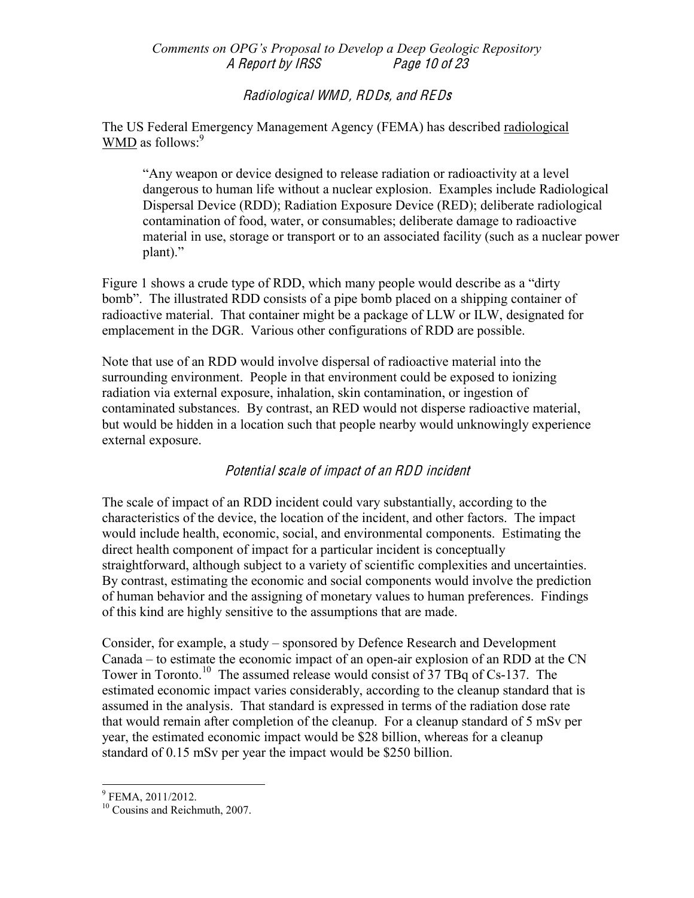## *Radiological WMD, RDDs, and REDs*

The US Federal Emergency Management Agency (FEMA) has described radiological WMD as follows:[9]

> "Any weapon or device designed to release radiation or radioactivity at a level dangerous to human life without a nuclear explosion. Examples include Radiological Dispersal Device (RDD); Radiation Exposure Device (RED); deliberate radiological contamination of food, water, or consumables; deliberate damage to radioactive material in use, storage or transport or to an associated facility (such as a nuclear power plant)."

Figure 1 shows a crude type of RDD, which many people would describe as a "dirty bomb". The illustrated RDD consists of a pipe bomb placed on a shipping container of radioactive material. That container might be a package of LLW or ILW, designated for emplacement in the DGR. Various other configurations of RDD are possible.

Note that use of an RDD would involve dispersal of radioactive material into the surrounding environment. People in that environment could be exposed to ionizing radiation via external exposure, inhalation, skin contamination, or ingestion of contaminated substances. By contrast, an RED would not disperse radioactive material, but would be hidden in a location such that people nearby would unknowingly experience external exposure.

## *Potential scale of impact of an RDD incident*

The scale of impact of an RDD incident could vary substantially, according to the characteristics of the device, the location of the incident, and other factors. The impact would include health, economic, social, and environmental components. Estimating the direct health component of impact for a particular incident is conceptually straightforward, although subject to a variety of scientific complexities and uncertainties. By contrast, estimating the economic and social components would involve the prediction of human behavior and the assigning of monetary values to human preferences. Findings of this kind are highly sensitive to the assumptions that are made.

Consider, for example, a study – sponsored by Defence Research and Development Canada – to estimate the economic impact of an open-air explosion of an RDD at the CN Tower in Toronto.[10] The assumed release would consist of 37 TBq of Cs-137. The estimated economic impact varies considerably, according to the cleanup standard that is assumed in the analysis. That standard is expressed in terms of the radiation dose rate that would remain after completion of the cleanup. For a cleanup standard of 5 mSv per year, the estimated economic impact would be $28 billion, whereas for a cleanup standard of 0.15 mSv per year the impact would be $250 billion.

---

[9] FEMA, 2011/2012.

[10] Cousins and Reichmuth, 2007.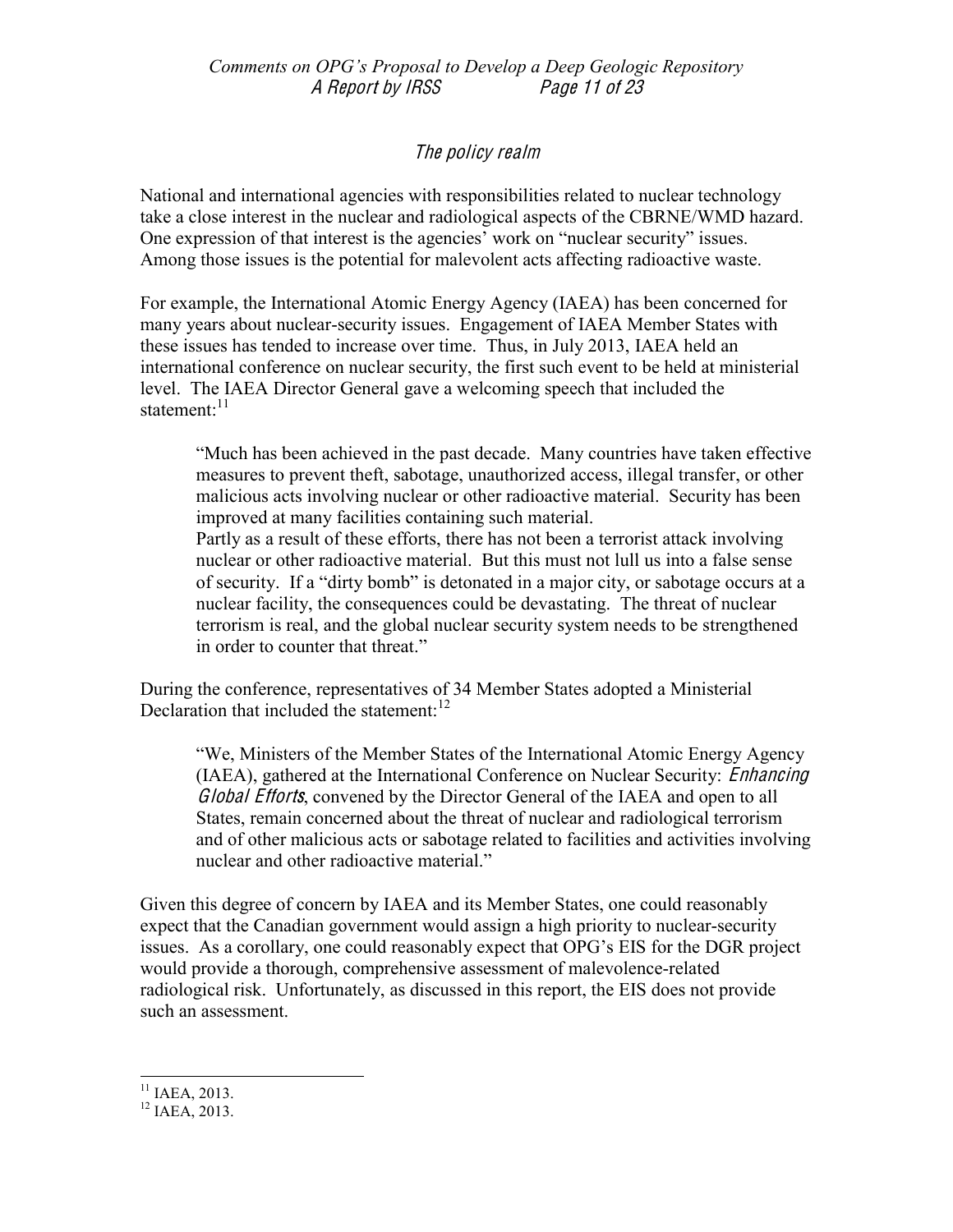## *The policy realm*

National and international agencies with responsibilities related to nuclear technology take a close interest in the nuclear and radiological aspects of the CBRNE/WMD hazard. One expression of that interest is the agencies' work on "nuclear security" issues. Among those issues is the potential for malevolent acts affecting radioactive waste.

For example, the International Atomic Energy Agency (IAEA) has been concerned for many years about nuclear-security issues. Engagement of IAEA Member States with these issues has tended to increase over time. Thus, in July 2013, IAEA held an international conference on nuclear security, the first such event to be held at ministerial level. The IAEA Director General gave a welcoming speech that included the statement:[11]

> "Much has been achieved in the past decade. Many countries have taken effective measures to prevent theft, sabotage, unauthorized access, illegal transfer, or other malicious acts involving nuclear or other radioactive material. Security has been improved at many facilities containing such material.
> Partly as a result of these efforts, there has not been a terrorist attack involving nuclear or other radioactive material. But this must not lull us into a false sense of security. If a "dirty bomb" is detonated in a major city, or sabotage occurs at a nuclear facility, the consequences could be devastating. The threat of nuclear terrorism is real, and the global nuclear security system needs to be strengthened in order to counter that threat."

During the conference, representatives of 34 Member States adopted a Ministerial Declaration that included the statement:[12]

> "We, Ministers of the Member States of the International Atomic Energy Agency (IAEA), gathered at the International Conference on Nuclear Security: *Enhancing Global Efforts*, convened by the Director General of the IAEA and open to all States, remain concerned about the threat of nuclear and radiological terrorism and of other malicious acts or sabotage related to facilities and activities involving nuclear and other radioactive material."

Given this degree of concern by IAEA and its Member States, one could reasonably expect that the Canadian government would assign a high priority to nuclear-security issues. As a corollary, one could reasonably expect that OPG's EIS for the DGR project would provide a thorough, comprehensive assessment of malevolence-related radiological risk. Unfortunately, as discussed in this report, the EIS does not provide such an assessment.

---

[11] IAEA, 2013.
[12] IAEA, 2013.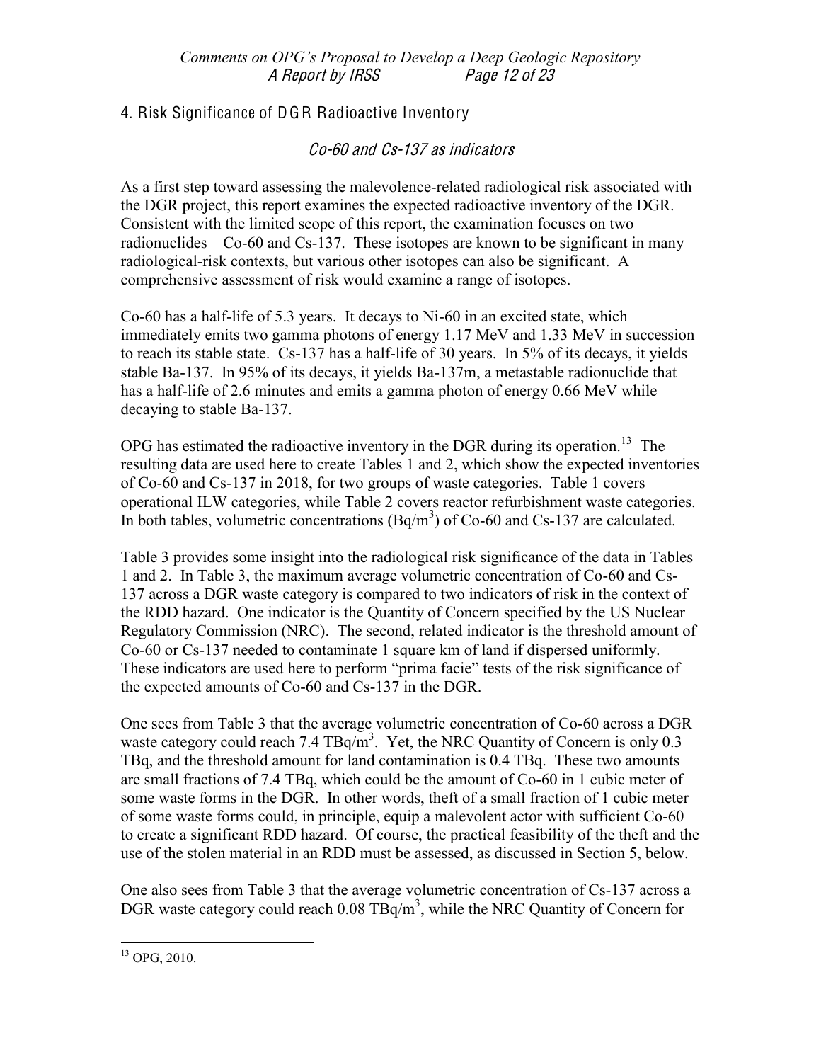## 4. Risk Significance of DGR Radioactive Inventory

### *Co-60 and Cs-137 as indicators*

As a first step toward assessing the malevolence-related radiological risk associated with the DGR project, this report examines the expected radioactive inventory of the DGR. Consistent with the limited scope of this report, the examination focuses on two radionuclides – Co-60 and Cs-137. These isotopes are known to be significant in many radiological-risk contexts, but various other isotopes can also be significant. A comprehensive assessment of risk would examine a range of isotopes.

Co-60 has a half-life of 5.3 years. It decays to Ni-60 in an excited state, which immediately emits two gamma photons of energy 1.17 MeV and 1.33 MeV in succession to reach its stable state. Cs-137 has a half-life of 30 years. In 5% of its decays, it yields stable Ba-137. In 95% of its decays, it yields Ba-137m, a metastable radionuclide that has a half-life of 2.6 minutes and emits a gamma photon of energy 0.66 MeV while decaying to stable Ba-137.

OPG has estimated the radioactive inventory in the DGR during its operation.[13] The resulting data are used here to create Tables 1 and 2, which show the expected inventories of Co-60 and Cs-137 in 2018, for two groups of waste categories. Table 1 covers operational ILW categories, while Table 2 covers reactor refurbishment waste categories. In both tables, volumetric concentrations ($Bq/m^3$) of Co-60 and Cs-137 are calculated.

Table 3 provides some insight into the radiological risk significance of the data in Tables 1 and 2. In Table 3, the maximum average volumetric concentration of Co-60 and Cs-137 across a DGR waste category is compared to two indicators of risk in the context of the RDD hazard. One indicator is the Quantity of Concern specified by the US Nuclear Regulatory Commission (NRC). The second, related indicator is the threshold amount of Co-60 or Cs-137 needed to contaminate 1 square km of land if dispersed uniformly. These indicators are used here to perform "prima facie" tests of the risk significance of the expected amounts of Co-60 and Cs-137 in the DGR.

One sees from Table 3 that the average volumetric concentration of Co-60 across a DGR waste category could reach 7.4 $TBq/m^3$. Yet, the NRC Quantity of Concern is only 0.3 TBq, and the threshold amount for land contamination is 0.4 TBq. These two amounts are small fractions of 7.4 TBq, which could be the amount of Co-60 in 1 cubic meter of some waste forms in the DGR. In other words, theft of a small fraction of 1 cubic meter of some waste forms could, in principle, equip a malevolent actor with sufficient Co-60 to create a significant RDD hazard. Of course, the practical feasibility of the theft and the use of the stolen material in an RDD must be assessed, as discussed in Section 5, below.

One also sees from Table 3 that the average volumetric concentration of Cs-137 across a DGR waste category could reach 0.08 $TBq/m^3$, while the NRC Quantity of Concern for

[13] OPG, 2010.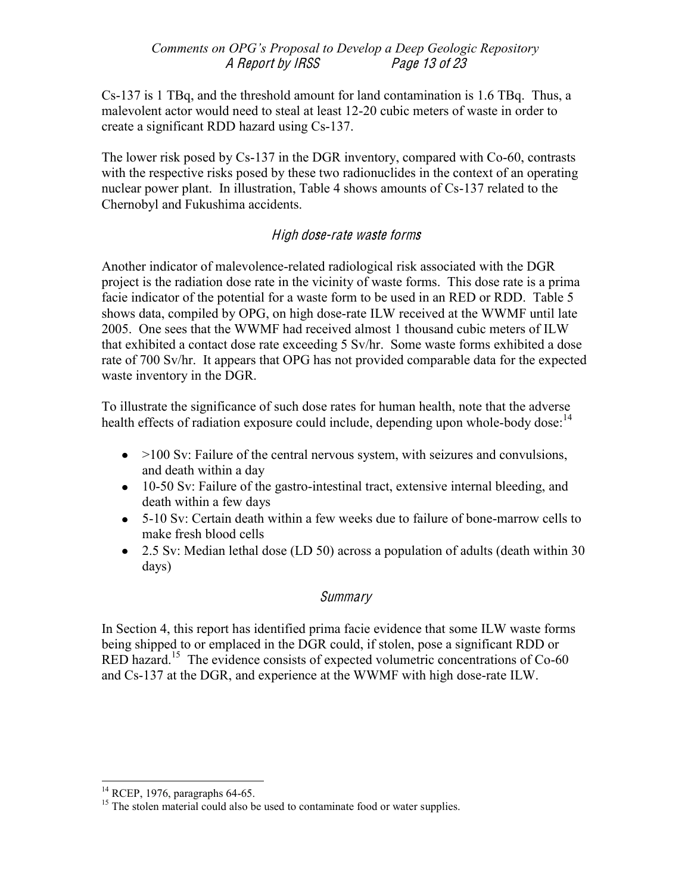Cs-137 is 1 TBq, and the threshold amount for land contamination is 1.6 TBq. Thus, a malevolent actor would need to steal at least 12-20 cubic meters of waste in order to create a significant RDD hazard using Cs-137.

The lower risk posed by Cs-137 in the DGR inventory, compared with Co-60, contrasts with the respective risks posed by these two radionuclides in the context of an operating nuclear power plant. In illustration, Table 4 shows amounts of Cs-137 related to the Chernobyl and Fukushima accidents.

### *High dose-rate waste forms*

Another indicator of malevolence-related radiological risk associated with the DGR project is the radiation dose rate in the vicinity of waste forms. This dose rate is a prima facie indicator of the potential for a waste form to be used in an RED or RDD. Table 5 shows data, compiled by OPG, on high dose-rate ILW received at the WWMF until late 2005. One sees that the WWMF had received almost 1 thousand cubic meters of ILW that exhibited a contact dose rate exceeding 5 Sv/hr. Some waste forms exhibited a dose rate of 700 Sv/hr. It appears that OPG has not provided comparable data for the expected waste inventory in the DGR.

To illustrate the significance of such dose rates for human health, note that the adverse health effects of radiation exposure could include, depending upon whole-body dose:[14]

- >100 Sv: Failure of the central nervous system, with seizures and convulsions, and death within a day
- 10-50 Sv: Failure of the gastro-intestinal tract, extensive internal bleeding, and death within a few days
- 5-10 Sv: Certain death within a few weeks due to failure of bone-marrow cells to make fresh blood cells
- 2.5 Sv: Median lethal dose (LD 50) across a population of adults (death within 30 days)

### *Summary*

In Section 4, this report has identified prima facie evidence that some ILW waste forms being shipped to or emplaced in the DGR could, if stolen, pose a significant RDD or RED hazard.[15] The evidence consists of expected volumetric concentrations of Co-60 and Cs-137 at the DGR, and experience at the WWMF with high dose-rate ILW.

---

[14] RCEP, 1976, paragraphs 64-65.

[15] The stolen material could also be used to contaminate food or water supplies.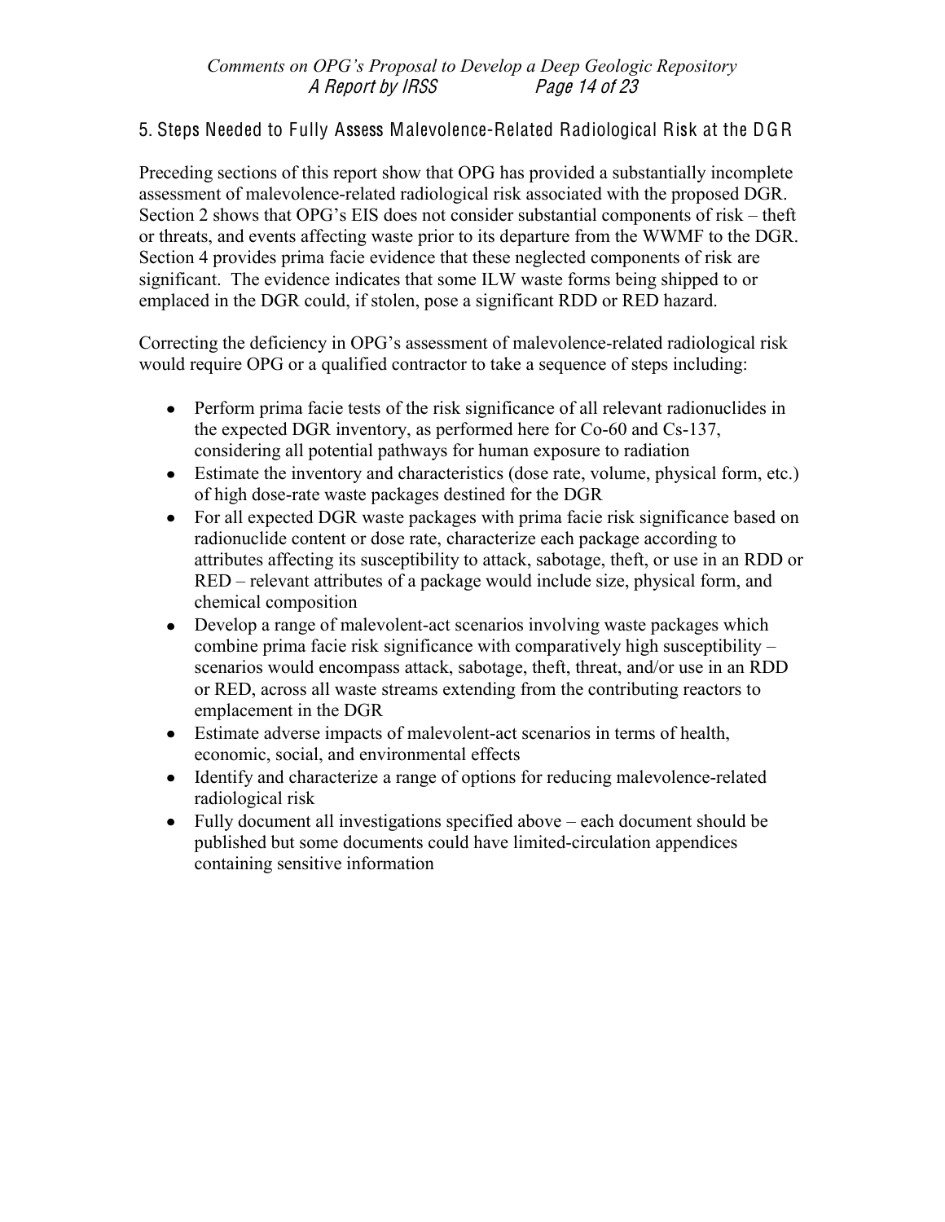## 5. Steps Needed to Fully Assess Malevolence-Related Radiological Risk at the DGR

Preceding sections of this report show that OPG has provided a substantially incomplete assessment of malevolence-related radiological risk associated with the proposed DGR. Section 2 shows that OPG's EIS does not consider substantial components of risk – theft or threats, and events affecting waste prior to its departure from the WWMF to the DGR. Section 4 provides prima facie evidence that these neglected components of risk are significant. The evidence indicates that some ILW waste forms being shipped to or emplaced in the DGR could, if stolen, pose a significant RDD or RED hazard.

Correcting the deficiency in OPG's assessment of malevolence-related radiological risk would require OPG or a qualified contractor to take a sequence of steps including:

- Perform prima facie tests of the risk significance of all relevant radionuclides in the expected DGR inventory, as performed here for Co-60 and Cs-137, considering all potential pathways for human exposure to radiation
- Estimate the inventory and characteristics (dose rate, volume, physical form, etc.) of high dose-rate waste packages destined for the DGR
- For all expected DGR waste packages with prima facie risk significance based on radionuclide content or dose rate, characterize each package according to attributes affecting its susceptibility to attack, sabotage, theft, or use in an RDD or RED – relevant attributes of a package would include size, physical form, and chemical composition
- Develop a range of malevolent-act scenarios involving waste packages which combine prima facie risk significance with comparatively high susceptibility – scenarios would encompass attack, sabotage, theft, threat, and/or use in an RDD or RED, across all waste streams extending from the contributing reactors to emplacement in the DGR
- Estimate adverse impacts of malevolent-act scenarios in terms of health, economic, social, and environmental effects
- Identify and characterize a range of options for reducing malevolence-related radiological risk
- Fully document all investigations specified above – each document should be published but some documents could have limited-circulation appendices containing sensitive information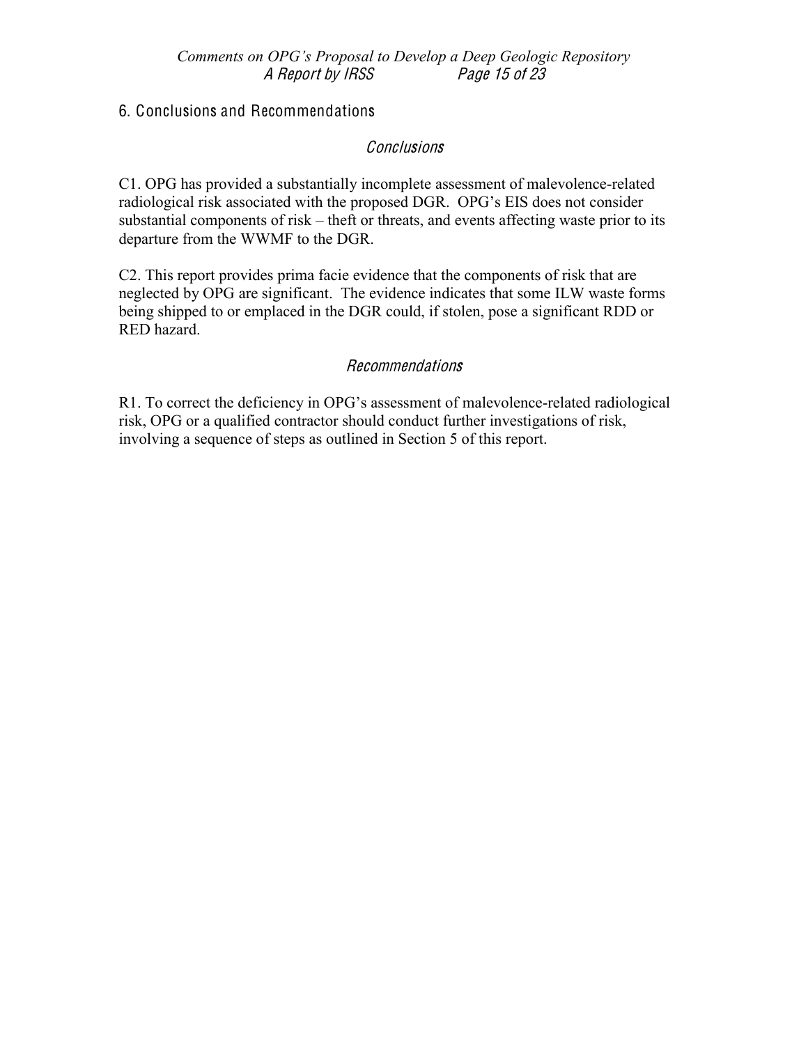## 6. Conclusions and Recommendations

### *Conclusions*

C1. OPG has provided a substantially incomplete assessment of malevolence-related radiological risk associated with the proposed DGR. OPG's EIS does not consider substantial components of risk – theft or threats, and events affecting waste prior to its departure from the WWMF to the DGR.

C2. This report provides prima facie evidence that the components of risk that are neglected by OPG are significant. The evidence indicates that some ILW waste forms being shipped to or emplaced in the DGR could, if stolen, pose a significant RDD or RED hazard.

### *Recommendations*

R1. To correct the deficiency in OPG's assessment of malevolence-related radiological risk, OPG or a qualified contractor should conduct further investigations of risk, involving a sequence of steps as outlined in Section 5 of this report.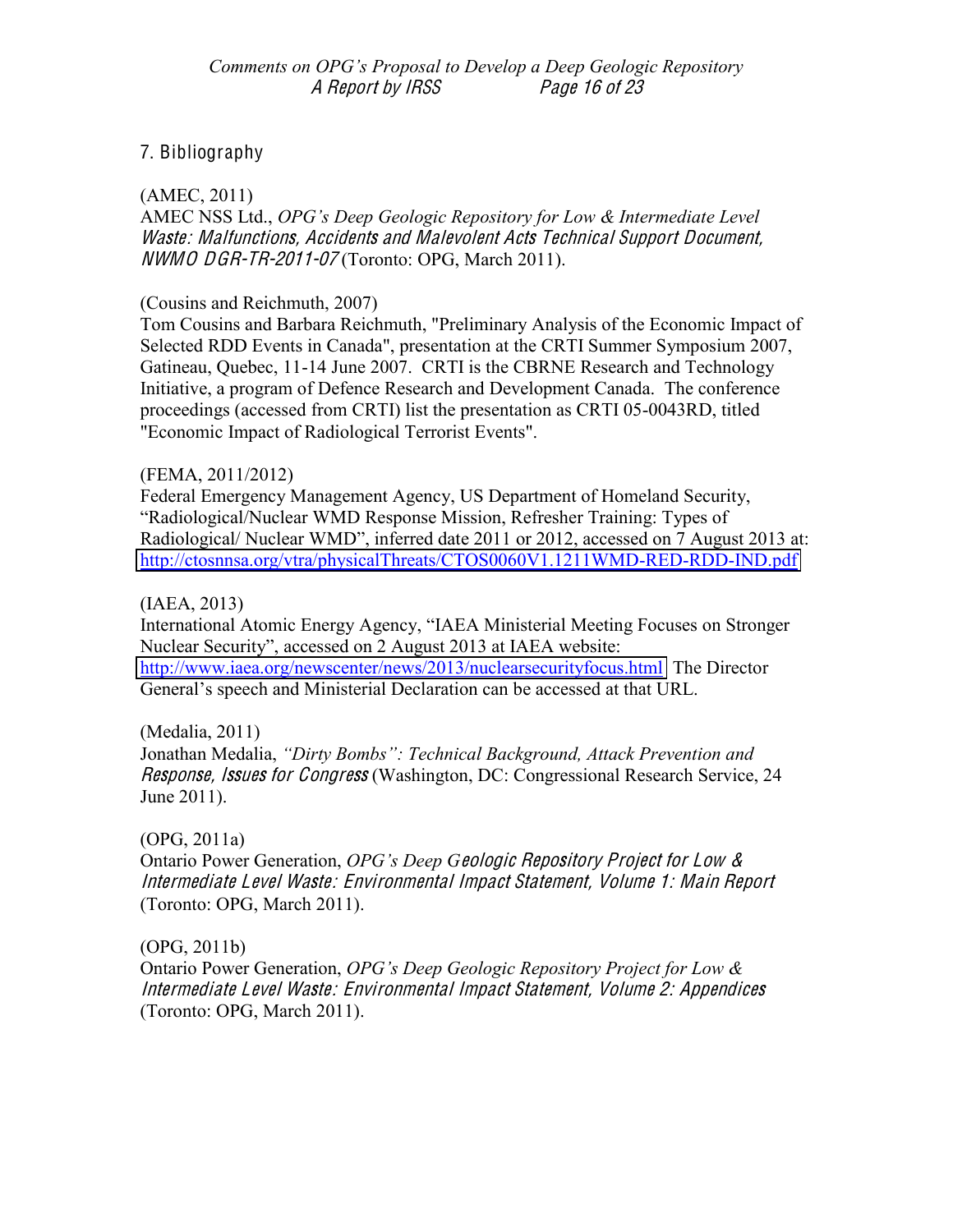## 7. Bibliography

(AMEC, 2011)
AMEC NSS Ltd., *OPG's Deep Geologic Repository for Low & Intermediate Level Waste: Malfunctions, Accidents and Malevolent Acts Technical Support Document, NWMO DGR-TR-2011-07* (Toronto: OPG, March 2011).

(Cousins and Reichmuth, 2007)
Tom Cousins and Barbara Reichmuth, "Preliminary Analysis of the Economic Impact of Selected RDD Events in Canada", presentation at the CRTI Summer Symposium 2007, Gatineau, Quebec, 11-14 June 2007. CRTI is the CBRNE Research and Technology Initiative, a program of Defence Research and Development Canada. The conference proceedings (accessed from CRTI) list the presentation as CRTI 05-0043RD, titled "Economic Impact of Radiological Terrorist Events".

(FEMA, 2011/2012)
Federal Emergency Management Agency, US Department of Homeland Security, "Radiological/Nuclear WMD Response Mission, Refresher Training: Types of Radiological/ Nuclear WMD", inferred date 2011 or 2012, accessed on 7 August 2013 at: http://ctosnnsa.org/vtra/physicalThreats/CTOS0060V1.1211WMD-RED-RDD-IND.pdf

(IAEA, 2013)
International Atomic Energy Agency, "IAEA Ministerial Meeting Focuses on Stronger Nuclear Security", accessed on 2 August 2013 at IAEA website: http://www.iaea.org/newscenter/news/2013/nuclearsecurityfocus.html The Director General's speech and Ministerial Declaration can be accessed at that URL.

(Medalia, 2011)
Jonathan Medalia, *"Dirty Bombs": Technical Background, Attack Prevention and Response, Issues for Congress* (Washington, DC: Congressional Research Service, 24 June 2011).

(OPG, 2011a)
Ontario Power Generation, *OPG's Deep Geologic Repository Project for Low & Intermediate Level Waste: Environmental Impact Statement, Volume 1: Main Report* (Toronto: OPG, March 2011).

(OPG, 2011b)
Ontario Power Generation, *OPG's Deep Geologic Repository Project for Low & Intermediate Level Waste: Environmental Impact Statement, Volume 2: Appendices* (Toronto: OPG, March 2011).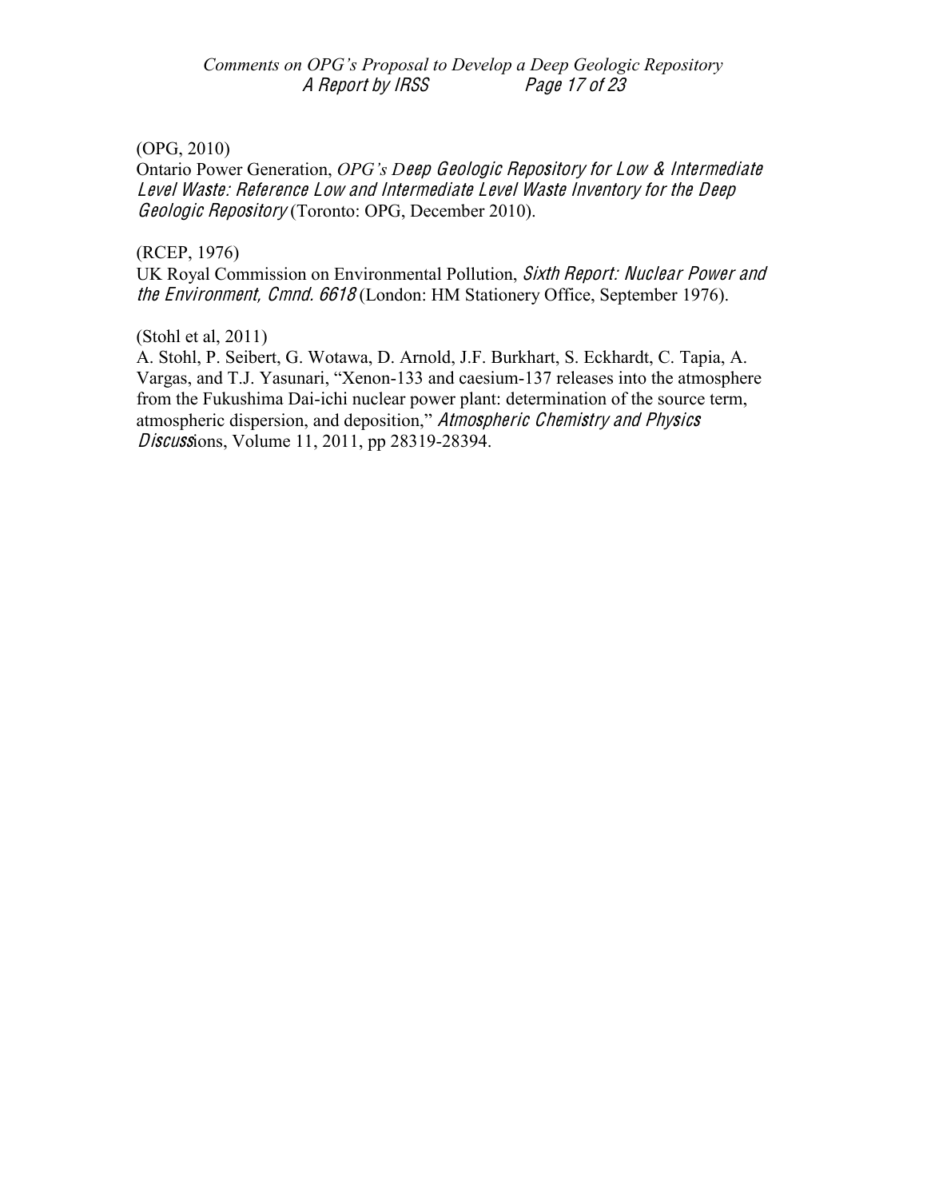(OPG, 2010)
Ontario Power Generation, *OPG's Deep Geologic Repository for Low & Intermediate Level Waste: Reference Low and Intermediate Level Waste Inventory for the Deep Geologic Repository* (Toronto: OPG, December 2010).

(RCEP, 1976)
UK Royal Commission on Environmental Pollution, *Sixth Report: Nuclear Power and the Environment, Cmnd. 6618* (London: HM Stationery Office, September 1976).

(Stohl et al, 2011)
A. Stohl, P. Seibert, G. Wotawa, D. Arnold, J.F. Burkhart, S. Eckhardt, C. Tapia, A. Vargas, and T.J. Yasunari, "Xenon-133 and caesium-137 releases into the atmosphere from the Fukushima Dai-ichi nuclear power plant: determination of the source term, atmospheric dispersion, and deposition," *Atmospheric Chemistry and Physics Discussions*, Volume 11, 2011, pp 28319-28394.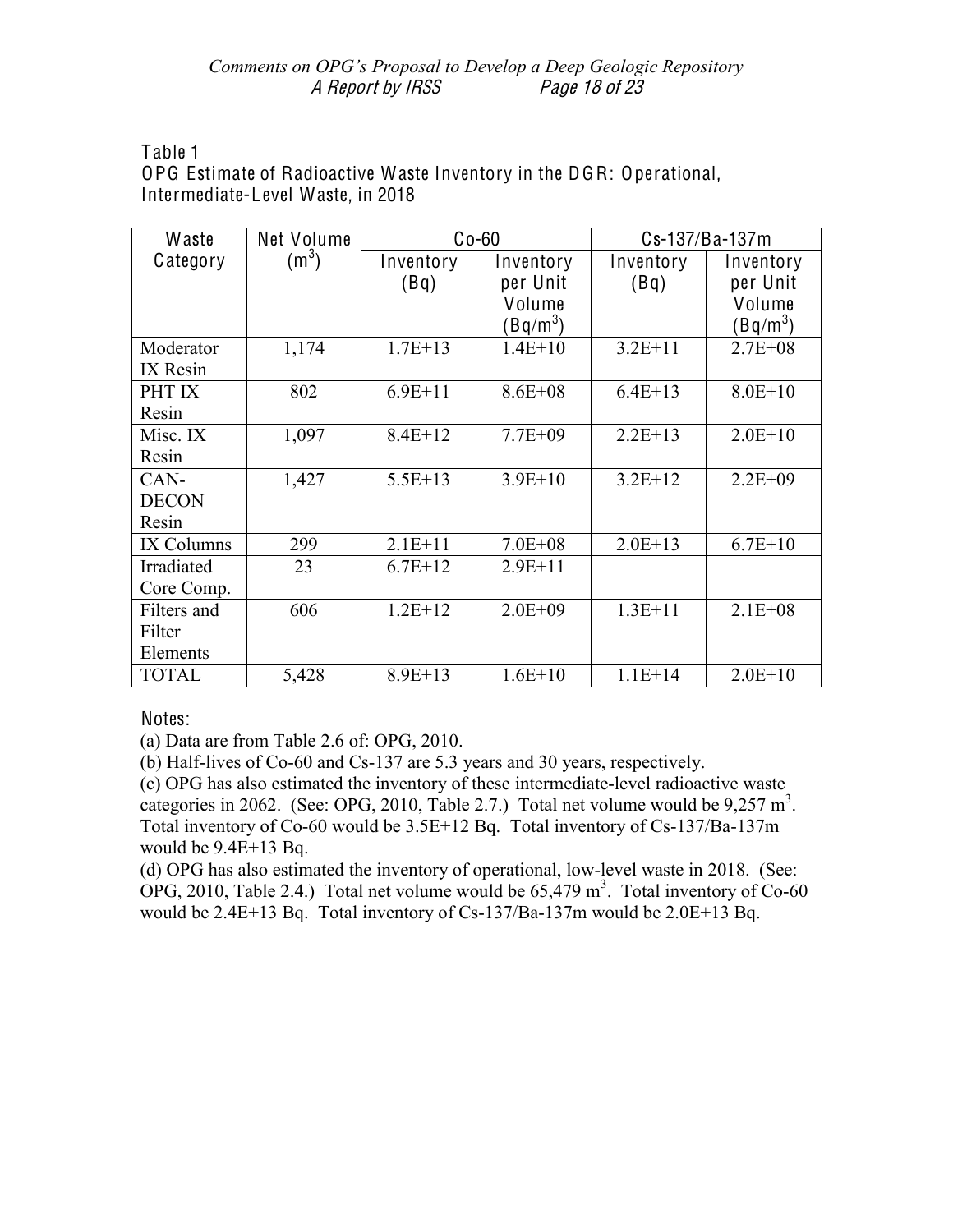Table 1
OPG Estimate of Radioactive Waste Inventory in the DGR: Operational, Intermediate-Level Waste, in 2018

| Waste Category | Net Volume ($m^3$) | Co-60 | | Cs-137/Ba-137m | |
|---|---|---|---|---|---|
| | | Inventory (Bq) | Inventory per Unit Volume ($Bq/m^3$) | Inventory (Bq) | Inventory per Unit Volume ($Bq/m^3$) |
| Moderator IX Resin | 1,174 | 1.7E+13 | 1.4E+10 | 3.2E+11 | 2.7E+08 |
| PHT IX Resin | 802 | 6.9E+11 | 8.6E+08 | 6.4E+13 | 8.0E+10 |
| Misc. IX Resin | 1,097 | 8.4E+12 | 7.7E+09 | 2.2E+13 | 2.0E+10 |
| CAN-DECON Resin | 1,427 | 5.5E+13 | 3.9E+10 | 3.2E+12 | 2.2E+09 |
| IX Columns | 299 | 2.1E+11 | 7.0E+08 | 2.0E+13 | 6.7E+10 |
| Irradiated Core Comp. | 23 | 6.7E+12 | 2.9E+11 | | |
| Filters and Filter Elements | 606 | 1.2E+12 | 2.0E+09 | 1.3E+11 | 2.1E+08 |
| TOTAL | 5,428 | 8.9E+13 | 1.6E+10 | 1.1E+14 | 2.0E+10 |

Notes:

(a) Data are from Table 2.6 of: OPG, 2010.

(b) Half-lives of Co-60 and Cs-137 are 5.3 years and 30 years, respectively.

(c) OPG has also estimated the inventory of these intermediate-level radioactive waste categories in 2062. (See: OPG, 2010, Table 2.7.) Total net volume would be 9,257 $m^3$. Total inventory of Co-60 would be 3.5E+12 Bq. Total inventory of Cs-137/Ba-137m would be 9.4E+13 Bq.

(d) OPG has also estimated the inventory of operational, low-level waste in 2018. (See: OPG, 2010, Table 2.4.) Total net volume would be 65,479 $m^3$. Total inventory of Co-60 would be 2.4E+13 Bq. Total inventory of Cs-137/Ba-137m would be 2.0E+13 Bq.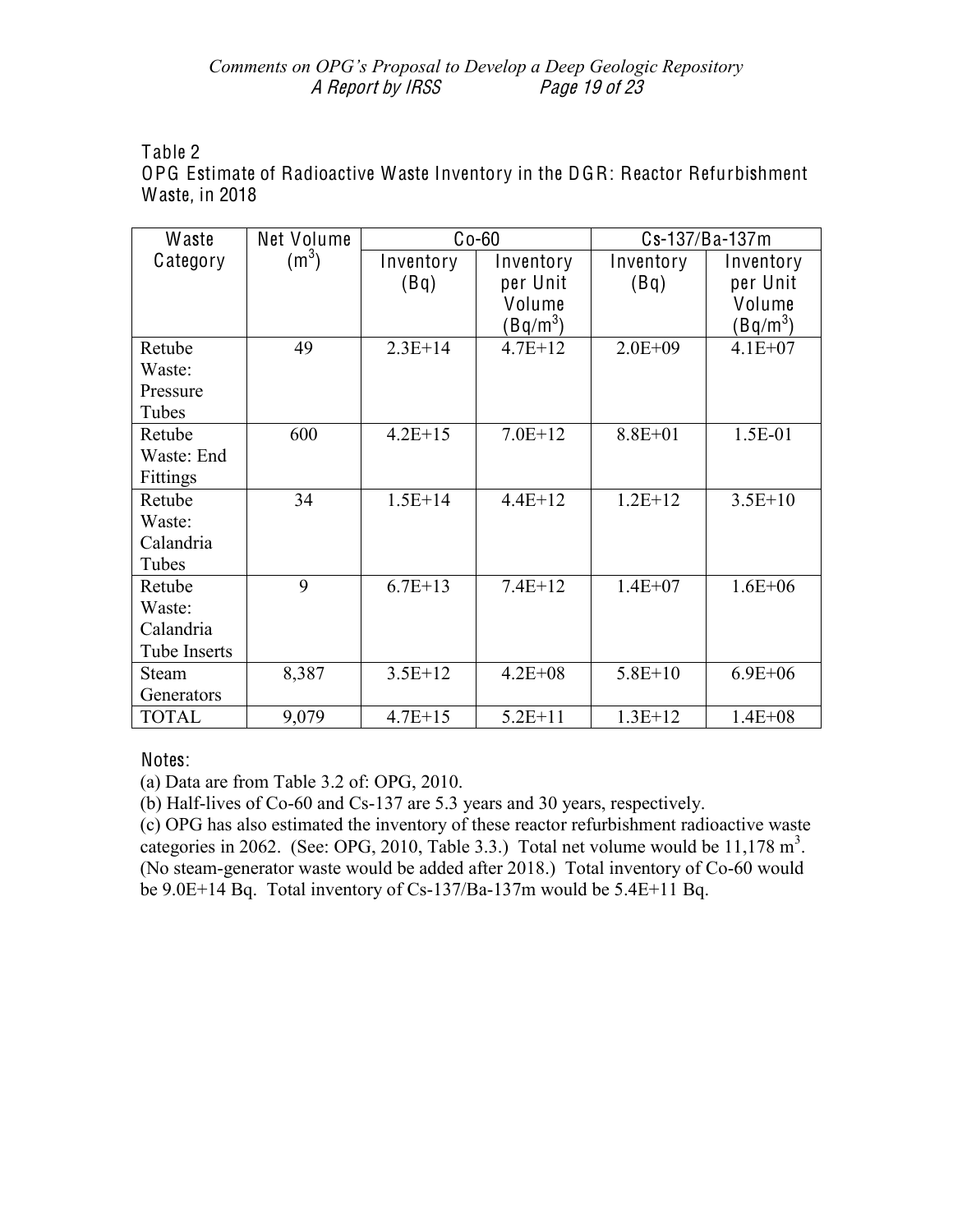Table 2
OPG Estimate of Radioactive Waste Inventory in the DGR: Reactor Refurbishment Waste, in 2018

| Waste Category | Net Volume ($m^3$) | Co-60 | | Cs-137/Ba-137m | |
|---|---|---|---|---|---|
| | | Inventory (Bq) | Inventory per Unit Volume ($Bq/m^3$) | Inventory (Bq) | Inventory per Unit Volume ($Bq/m^3$) |
| Retube Waste: Pressure Tubes | 49 | 2.3E+14 | 4.7E+12 | 2.0E+09 | 4.1E+07 |
| Retube Waste: End Fittings | 600 | 4.2E+15 | 7.0E+12 | 8.8E+01 | 1.5E-01 |
| Retube Waste: Calandria Tubes | 34 | 1.5E+14 | 4.4E+12 | 1.2E+12 | 3.5E+10 |
| Retube Waste: Calandria Tube Inserts | 9 | 6.7E+13 | 7.4E+12 | 1.4E+07 | 1.6E+06 |
| Steam Generators | 8,387 | 3.5E+12 | 4.2E+08 | 5.8E+10 | 6.9E+06 |
| TOTAL | 9,079 | 4.7E+15 | 5.2E+11 | 1.3E+12 | 1.4E+08 |

Notes:

(a) Data are from Table 3.2 of: OPG, 2010.

(b) Half-lives of Co-60 and Cs-137 are 5.3 years and 30 years, respectively.

(c) OPG has also estimated the inventory of these reactor refurbishment radioactive waste categories in 2062. (See: OPG, 2010, Table 3.3.) Total net volume would be 11,178 $m^3$. (No steam-generator waste would be added after 2018.) Total inventory of Co-60 would be 9.0E+14 Bq. Total inventory of Cs-137/Ba-137m would be 5.4E+11 Bq.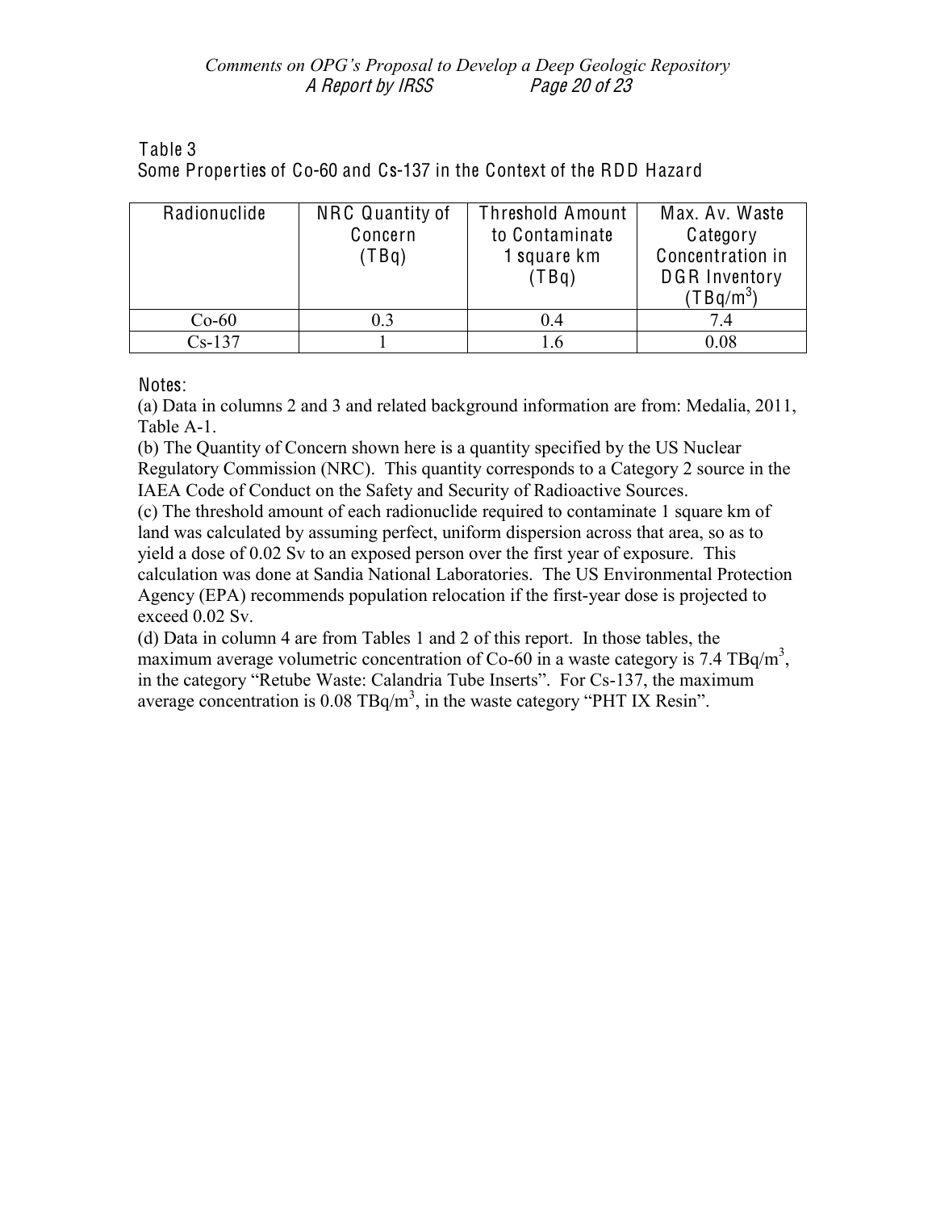Table 3
Some Properties of Co-60 and Cs-137 in the Context of the RDD Hazard

| Radionuclide | NRC Quantity of Concern (TBq) | Threshold Amount to Contaminate 1 square km (TBq) | Max. Av. Waste Category Concentration in DGR Inventory ($TBq/m^3$) |
|---|---|---|---|
| Co-60 | 0.3 | 0.4 | 7.4 |
| Cs-137 | 1 | 1.6 | 0.08 |

Notes:

(a) Data in columns 2 and 3 and related background information are from: Medalia, 2011, Table A-1.

(b) The Quantity of Concern shown here is a quantity specified by the US Nuclear Regulatory Commission (NRC). This quantity corresponds to a Category 2 source in the IAEA Code of Conduct on the Safety and Security of Radioactive Sources.

(c) The threshold amount of each radionuclide required to contaminate 1 square km of land was calculated by assuming perfect, uniform dispersion across that area, so as to yield a dose of 0.02 Sv to an exposed person over the first year of exposure. This calculation was done at Sandia National Laboratories. The US Environmental Protection Agency (EPA) recommends population relocation if the first-year dose is projected to exceed 0.02 Sv.

(d) Data in column 4 are from Tables 1 and 2 of this report. In those tables, the maximum average volumetric concentration of Co-60 in a waste category is 7.4 $TBq/m^3$, in the category "Retube Waste: Calandria Tube Inserts". For Cs-137, the maximum average concentration is 0.08 $TBq/m^3$, in the waste category "PHT IX Resin".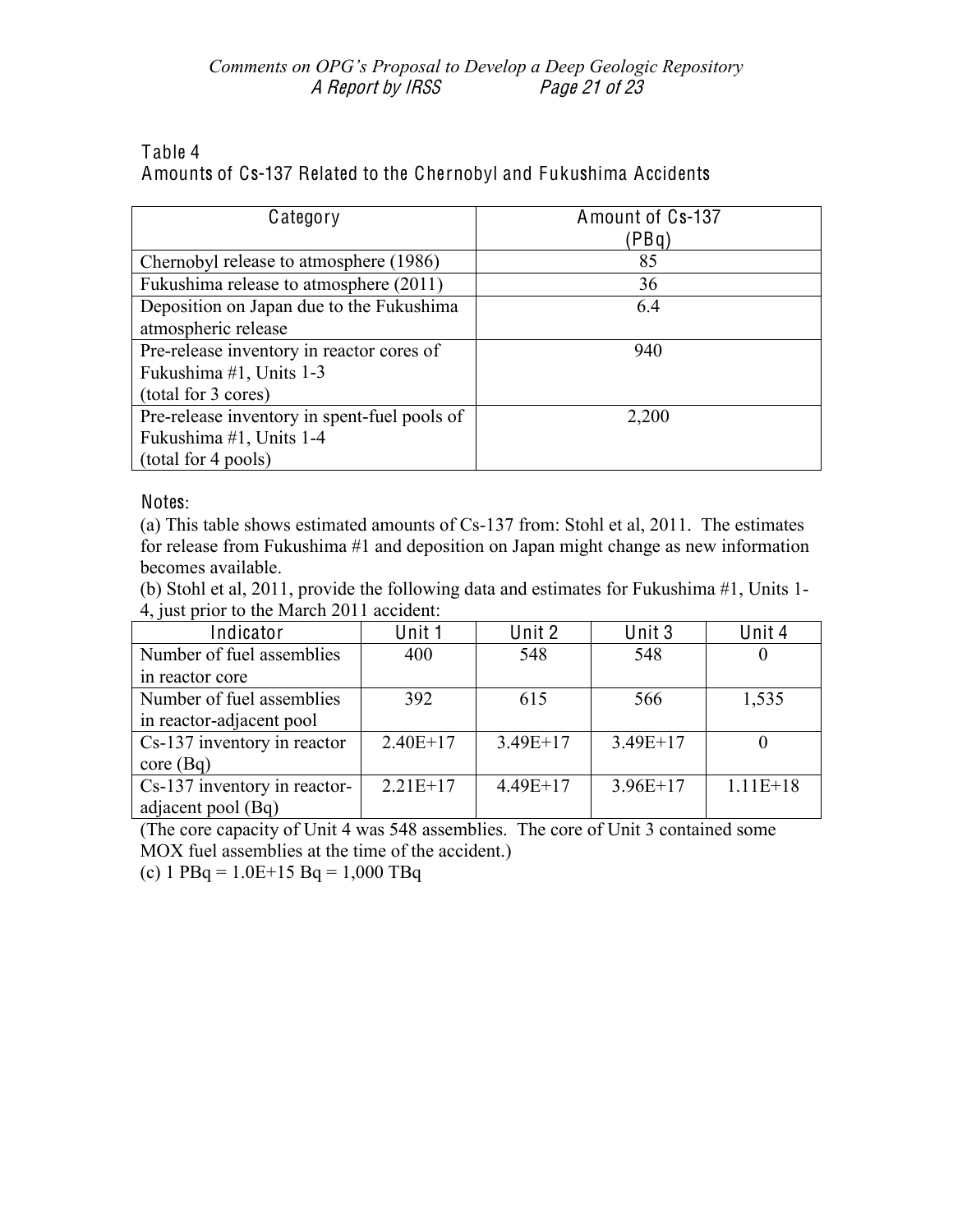Table 4
Amounts of Cs-137 Related to the Chernobyl and Fukushima Accidents

| Category | Amount of Cs-137 (PBq) |
|---|---|
| Chernobyl release to atmosphere (1986) | 85 |
| Fukushima release to atmosphere (2011) | 36 |
| Deposition on Japan due to the Fukushima atmospheric release | 6.4 |
| Pre-release inventory in reactor cores of Fukushima #1, Units 1-3 (total for 3 cores) | 940 |
| Pre-release inventory in spent-fuel pools of Fukushima #1, Units 1-4 (total for 4 pools) | 2,200 |

Notes:

(a) This table shows estimated amounts of Cs-137 from: Stohl et al, 2011. The estimates for release from Fukushima #1 and deposition on Japan might change as new information becomes available.

(b) Stohl et al, 2011, provide the following data and estimates for Fukushima #1, Units 1-4, just prior to the March 2011 accident:

| Indicator | Unit 1 | Unit 2 | Unit 3 | Unit 4 |
|---|---|---|---|---|
| Number of fuel assemblies in reactor core | 400 | 548 | 548 | 0 |
| Number of fuel assemblies in reactor-adjacent pool | 392 | 615 | 566 | 1,535 |
| Cs-137 inventory in reactor core (Bq) | 2.40E+17 | 3.49E+17 | 3.49E+17 | 0 |
| Cs-137 inventory in reactor-adjacent pool (Bq) | 2.21E+17 | 4.49E+17 | 3.96E+17 | 1.11E+18 |

(The core capacity of Unit 4 was 548 assemblies. The core of Unit 3 contained some MOX fuel assemblies at the time of the accident.)

(c) 1 PBq = 1.0E+15 Bq = 1,000 TBq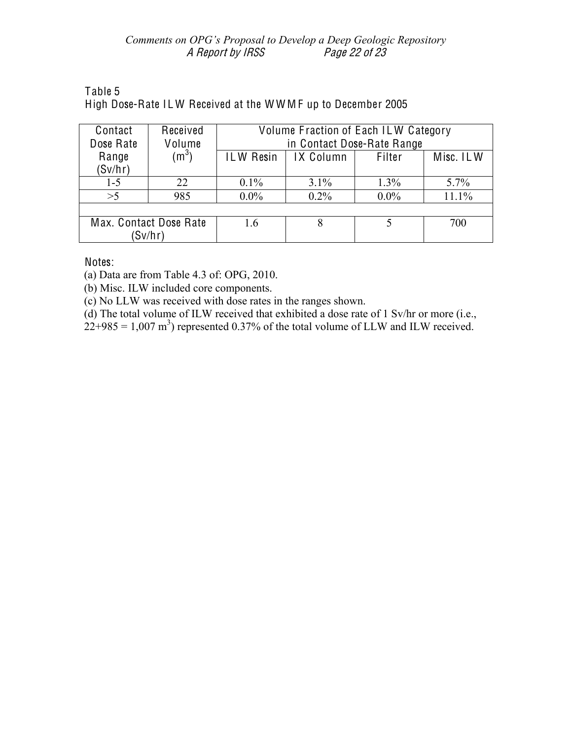Table 5
High Dose-Rate ILW Received at the WWMF up to December 2005

| Contact Dose Rate Range (Sv/hr) | Received Volume ($m^3$) | Volume Fraction of Each ILW Category in Contact Dose-Rate Range | | | |
|---|---|---|---|---|---|
| | | ILW Resin | IX Column | Filter | Misc. ILW |
| 1-5 | 22 | 0.1% | 3.1% | 1.3% | 5.7% |
| >5 | 985 | 0.0% | 0.2% | 0.0% | 11.1% |
| | | | | | |
| Max. Contact Dose Rate (Sv/hr) | | 1.6 | 8 | 5 | 700 |

Notes:

(a) Data are from Table 4.3 of: OPG, 2010.

(b) Misc. ILW included core components.

(c) No LLW was received with dose rates in the ranges shown.

(d) The total volume of ILW received that exhibited a dose rate of 1 Sv/hr or more (i.e., 22+985 = 1,007 $m^3$) represented 0.37% of the total volume of LLW and ILW received.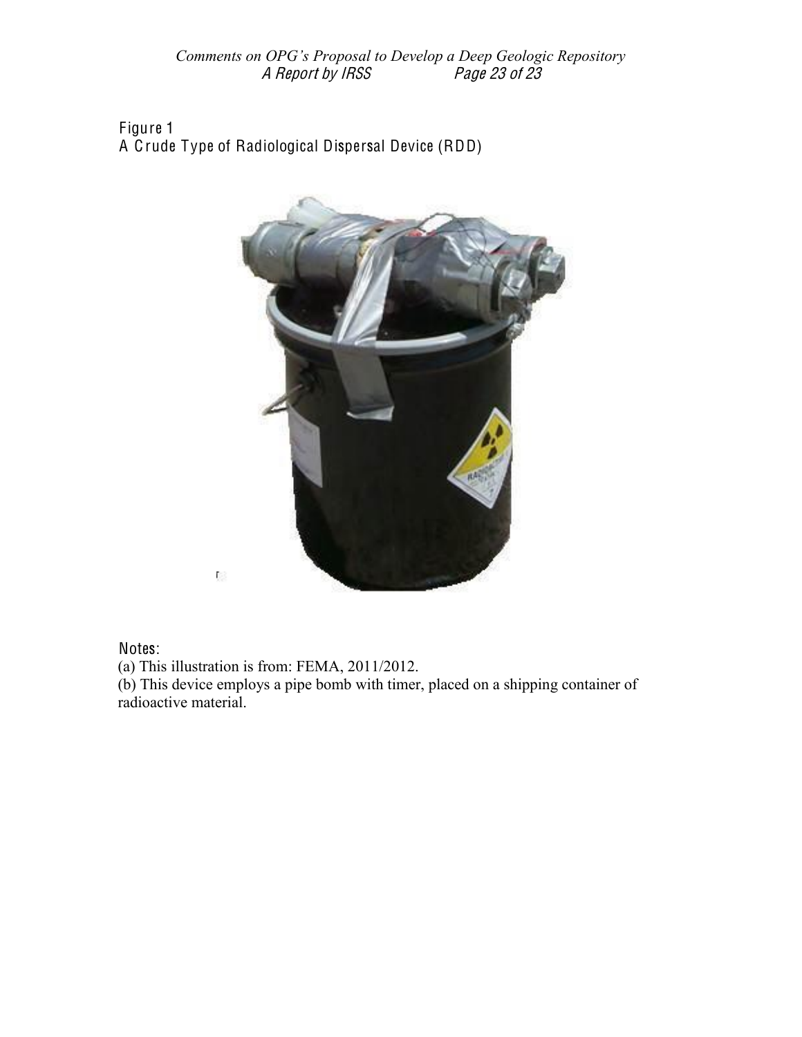Figure 1
A Crude Type of Radiological Dispersal Device (RDD)

Notes:
(a) This illustration is from: FEMA, 2011/2012.
(b) This device employs a pipe bomb with timer, placed on a shipping container of radioactive material.